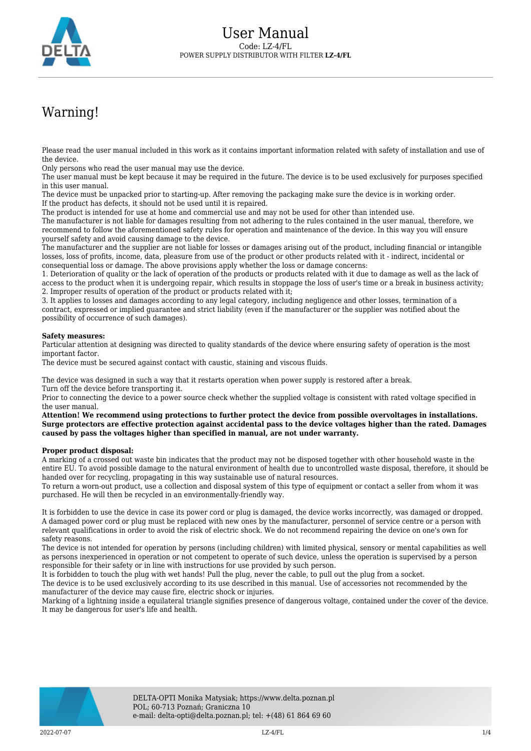# User Manual

Code: LZ-4/FL
POWER SUPPLY DISTRIBUTOR WITH FILTER **LZ-4/FL**

## Warning!

Please read the user manual included in this work as it contains important information related with safety of installation and use of the device.
Only persons who read the user manual may use the device.
The user manual must be kept because it may be required in the future. The device is to be used exclusively for purposes specified in this user manual.
The device must be unpacked prior to starting-up. After removing the packaging make sure the device is in working order.
If the product has defects, it should not be used until it is repaired.
The product is intended for use at home and commercial use and may not be used for other than intended use.
The manufacturer is not liable for damages resulting from not adhering to the rules contained in the user manual, therefore, we recommend to follow the aforementioned safety rules for operation and maintenance of the device. In this way you will ensure yourself safety and avoid causing damage to the device.
The manufacturer and the supplier are not liable for losses or damages arising out of the product, including financial or intangible losses, loss of profits, income, data, pleasure from use of the product or other products related with it - indirect, incidental or consequential loss or damage. The above provisions apply whether the loss or damage concerns:
1. Deterioration of quality or the lack of operation of the products or products related with it due to damage as well as the lack of access to the product when it is undergoing repair, which results in stoppage the loss of user's time or a break in business activity;
2. Improper results of operation of the product or products related with it;
3. It applies to losses and damages according to any legal category, including negligence and other losses, termination of a contract, expressed or implied guarantee and strict liability (even if the manufacturer or the supplier was notified about the possibility of occurrence of such damages).

**Safety measures:**
Particular attention at designing was directed to quality standards of the device where ensuring safety of operation is the most important factor.
The device must be secured against contact with caustic, staining and viscous fluids.

The device was designed in such a way that it restarts operation when power supply is restored after a break.
Turn off the device before transporting it.
Prior to connecting the device to a power source check whether the supplied voltage is consistent with rated voltage specified in the user manual.
**Attention! We recommend using protections to further protect the device from possible overvoltages in installations. Surge protectors are effective protection against accidental pass to the device voltages higher than the rated. Damages caused by pass the voltages higher than specified in manual, are not under warranty.**

**Proper product disposal:**
A marking of a crossed out waste bin indicates that the product may not be disposed together with other household waste in the entire EU. To avoid possible damage to the natural environment of health due to uncontrolled waste disposal, therefore, it should be handed over for recycling, propagating in this way sustainable use of natural resources.
To return a worn-out product, use a collection and disposal system of this type of equipment or contact a seller from whom it was purchased. He will then be recycled in an environmentally-friendly way.

It is forbidden to use the device in case its power cord or plug is damaged, the device works incorrectly, was damaged or dropped. A damaged power cord or plug must be replaced with new ones by the manufacturer, personnel of service centre or a person with relevant qualifications in order to avoid the risk of electric shock. We do not recommend repairing the device on one's own for safety reasons.
The device is not intended for operation by persons (including children) with limited physical, sensory or mental capabilities as well as persons inexperienced in operation or not competent to operate of such device, unless the operation is supervised by a person responsible for their safety or in line with instructions for use provided by such person.
It is forbidden to touch the plug with wet hands! Pull the plug, never the cable, to pull out the plug from a socket.
The device is to be used exclusively according to its use described in this manual. Use of accessories not recommended by the manufacturer of the device may cause fire, electric shock or injuries.
Marking of a lightning inside a equilateral triangle signifies presence of dangerous voltage, contained under the cover of the device. It may be dangerous for user's life and health.

DELTA-OPTI Monika Matysiak; https://www.delta.poznan.pl
POL; 60-713 Poznań; Graniczna 10
e-mail: delta-opti@delta.poznan.pl; tel: +(48) 61 864 69 60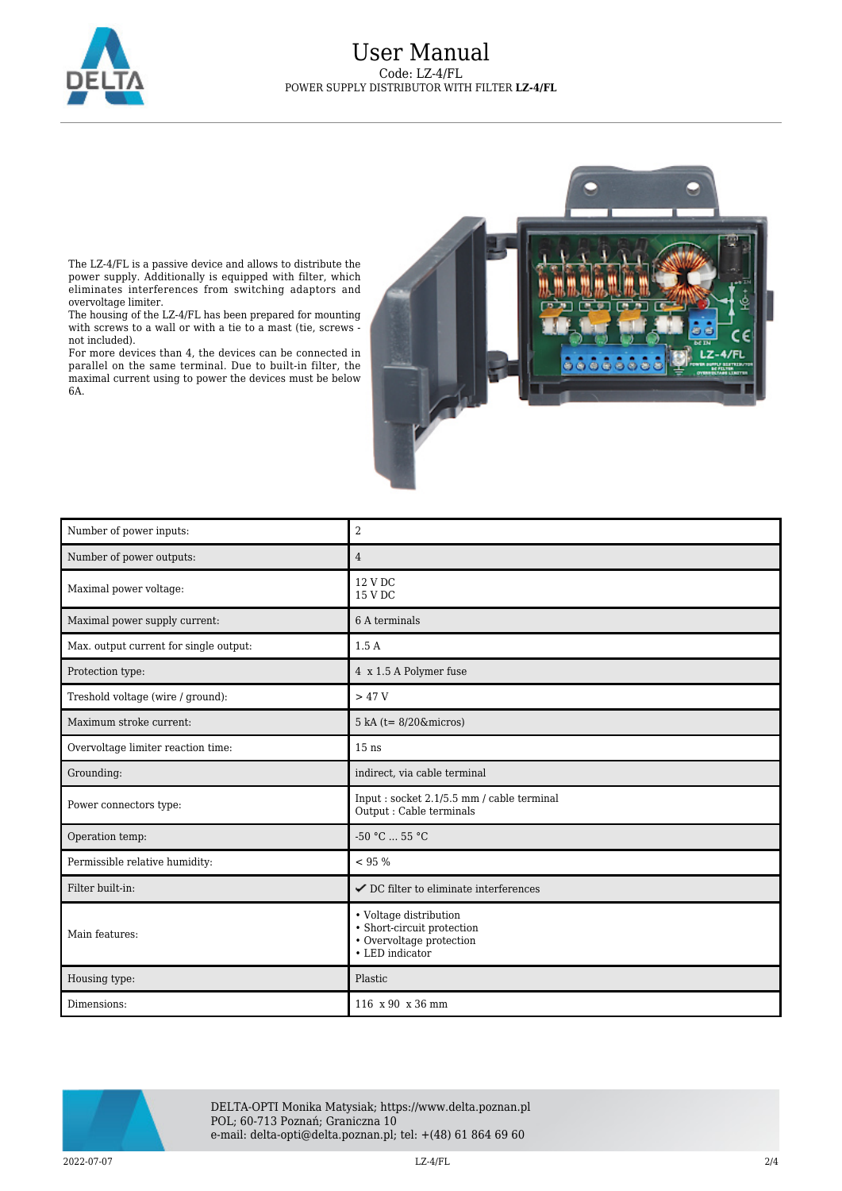# User Manual

Code: LZ-4/FL

POWER SUPPLY DISTRIBUTOR WITH FILTER **LZ-4/FL**

The LZ-4/FL is a passive device and allows to distribute the power supply. Additionally is equipped with filter, which eliminates interferences from switching adaptors and overvoltage limiter.
The housing of the LZ-4/FL has been prepared for mounting with screws to a wall or with a tie to a mast (tie, screws - not included).
For more devices than 4, the devices can be connected in parallel on the same terminal. Due to built-in filter, the maximal current using to power the devices must be below 6A.

| | |
|---|---|
| Number of power inputs: | 2 |
| Number of power outputs: | 4 |
| Maximal power voltage: | 12 V DC<br>15 V DC |
| Maximal power supply current: | 6 A terminals |
| Max. output current for single output: | 1.5 A |
| Protection type: | 4 x 1.5 A Polymer fuse |
| Treshold voltage (wire / ground): | > 47 V |
| Maximum stroke current: | 5 kA (t= 8/20&micros) |
| Overvoltage limiter reaction time: | 15 ns |
| Grounding: | indirect, via cable terminal |
| Power connectors type: | Input : socket 2.1/5.5 mm / cable terminal<br>Output : Cable terminals |
| Operation temp: | -50 °C ... 55 °C |
| Permissible relative humidity: | < 95 % |
| Filter built-in: | ✔ DC filter to eliminate interferences |
| Main features: | • Voltage distribution<br>• Short-circuit protection<br>• Overvoltage protection<br>• LED indicator |
| Housing type: | Plastic |
| Dimensions: | 116 x 90 x 36 mm |

DELTA-OPTI Monika Matysiak; https://www.delta.poznan.pl
POL; 60-713 Poznań; Graniczna 10
e-mail: delta-opti@delta.poznan.pl; tel: +(48) 61 864 69 60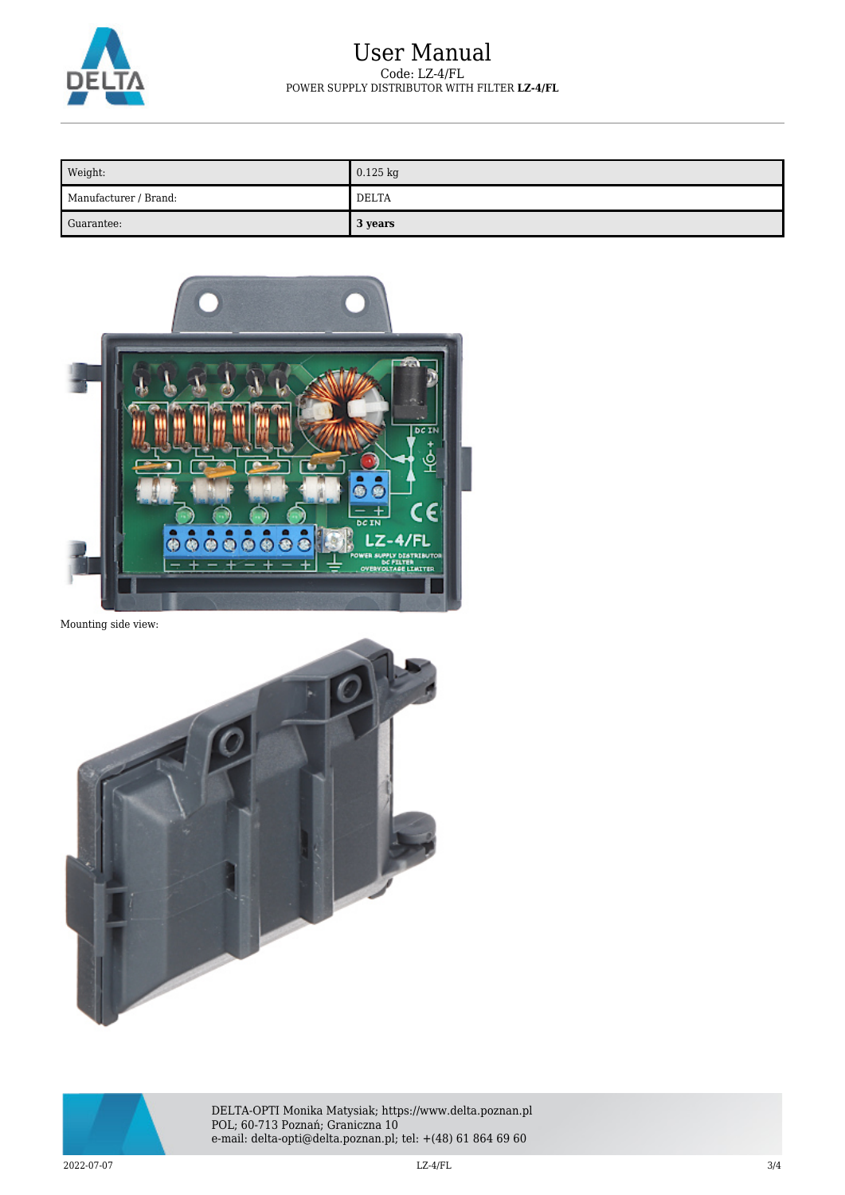| Weight: | 0.125 kg |
| --- | --- |
| Manufacturer / Brand: | DELTA |
| Guarantee: | **3 years** |

Mounting side view: